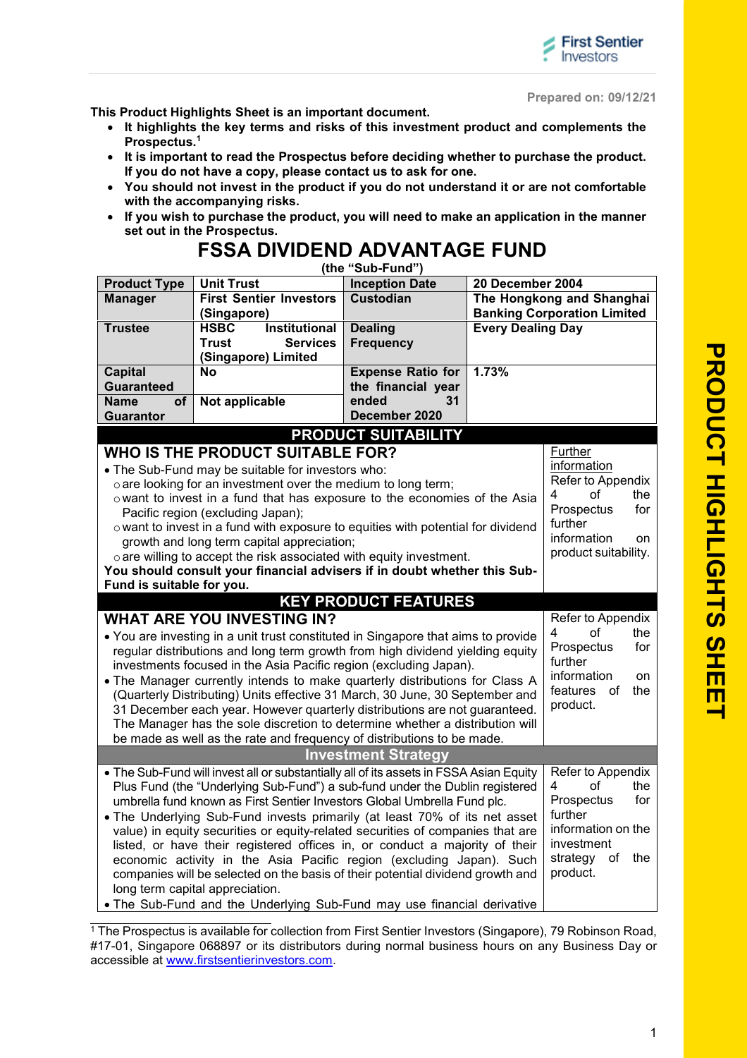Prepared on: 09/12/21

**This Product Highlights Sheet is an important document.**

- **It highlights the key terms and risks of this investment product and complements the Prospectus.[1]**
- **It is important to read the Prospectus before deciding whether to purchase the product. If you do not have a copy, please contact us to ask for one.**
- **You should not invest in the product if you do not understand it or are not comfortable with the accompanying risks.**
- **If you wish to purchase the product, you will need to make an application in the manner set out in the Prospectus.**

# FSSA DIVIDEND ADVANTAGE FUND

**(the "Sub-Fund")**

| | | | |
|---|---|---|---|
| **Product Type** | **Unit Trust** | **Inception Date** | **20 December 2004** |
| **Manager** | **First Sentier Investors (Singapore)** | **Custodian** | **The Hongkong and Shanghai Banking Corporation Limited** |
| **Trustee** | **HSBC Institutional Trust Services (Singapore) Limited** | **Dealing Frequency** | **Every Dealing Day** |
| **Capital Guaranteed** | **No** | **Expense Ratio for the financial year ended 31 December 2020** | **1.73%** |
| **Name of Guarantor** | **Not applicable** | | |

## PRODUCT SUITABILITY

### WHO IS THE PRODUCT SUITABLE FOR?

- The Sub-Fund may be suitable for investors who:
  - are looking for an investment over the medium to long term;
  - want to invest in a fund that has exposure to the economies of the Asia Pacific region (excluding Japan);
  - want to invest in a fund with exposure to equities with potential for dividend growth and long term capital appreciation;
  - are willing to accept the risk associated with equity investment.

**You should consult your financial advisers if in doubt whether this Sub-Fund is suitable for you.**

Further information: Refer to Appendix 4 of the Prospectus for further information on product suitability.

## KEY PRODUCT FEATURES

### WHAT ARE YOU INVESTING IN?

- You are investing in a unit trust constituted in Singapore that aims to provide regular distributions and long term growth from high dividend yielding equity investments focused in the Asia Pacific region (excluding Japan).
- The Manager currently intends to make quarterly distributions for Class A (Quarterly Distributing) Units effective 31 March, 30 June, 30 September and 31 December each year. However quarterly distributions are not guaranteed. The Manager has the sole discretion to determine whether a distribution will be made as well as the rate and frequency of distributions to be made.

Refer to Appendix 4 of the Prospectus for further information on features of the product.

### Investment Strategy

- The Sub-Fund will invest all or substantially all of its assets in FSSA Asian Equity Plus Fund (the "Underlying Sub-Fund") a sub-fund under the Dublin registered umbrella fund known as First Sentier Investors Global Umbrella Fund plc.
- The Underlying Sub-Fund invests primarily (at least 70% of its net asset value) in equity securities or equity-related securities of companies that are listed, or have their registered offices in, or conduct a majority of their economic activity in the Asia Pacific region (excluding Japan). Such companies will be selected on the basis of their potential dividend growth and long term capital appreciation.
- The Sub-Fund and the Underlying Sub-Fund may use financial derivative

Refer to Appendix 4 of the Prospectus for further information on the investment strategy of the product.

---

[1] The Prospectus is available for collection from First Sentier Investors (Singapore), 79 Robinson Road, #17-01, Singapore 068897 or its distributors during normal business hours on any Business Day or accessible at www.firstsentierinvestors.com.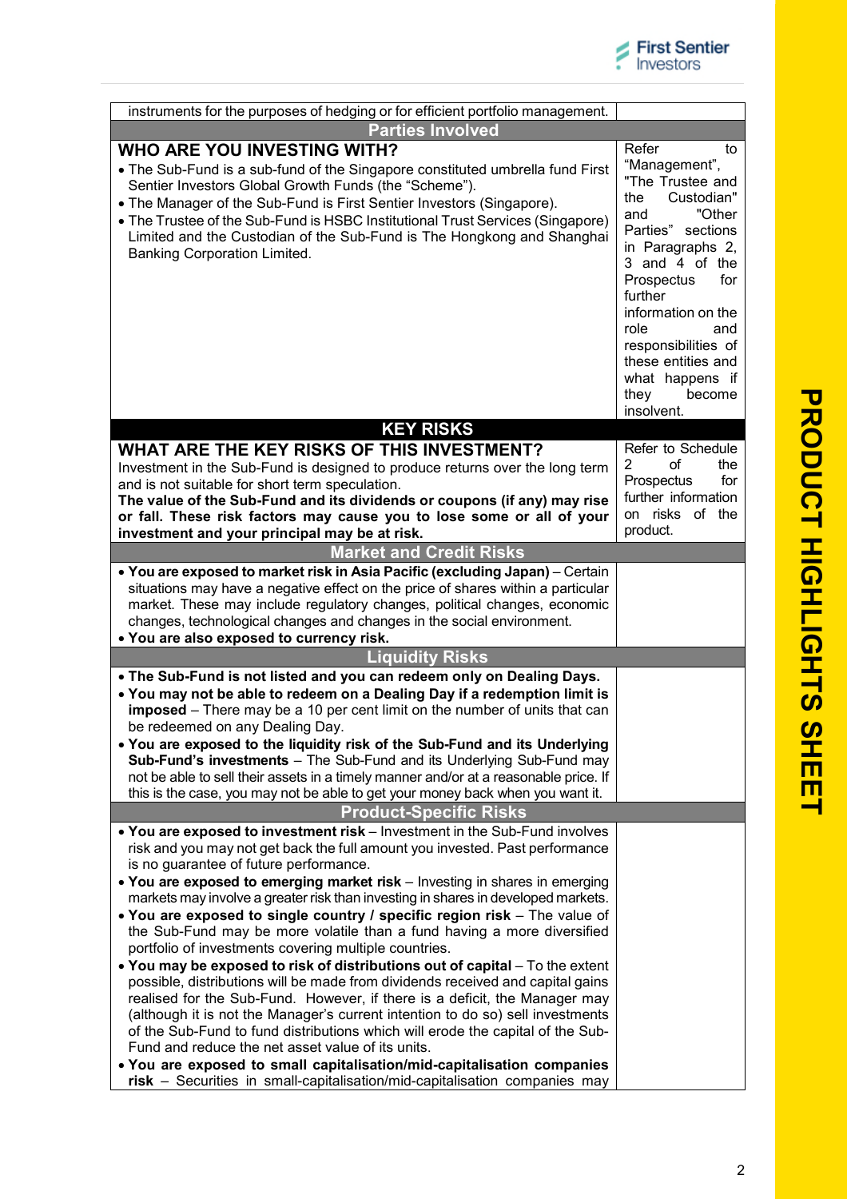| | |
|---|---|
| instruments for the purposes of hedging or for efficient portfolio management. | |
| **Parties Involved** | |
| **WHO ARE YOU INVESTING WITH?**<br>• The Sub-Fund is a sub-fund of the Singapore constituted umbrella fund First Sentier Investors Global Growth Funds (the "Scheme").<br>• The Manager of the Sub-Fund is First Sentier Investors (Singapore).<br>• The Trustee of the Sub-Fund is HSBC Institutional Trust Services (Singapore) Limited and the Custodian of the Sub-Fund is The Hongkong and Shanghai Banking Corporation Limited. | Refer to "Management", "The Trustee and the Custodian" and "Other Parties" sections in Paragraphs 2, 3 and 4 of the Prospectus for further information on the role and responsibilities of these entities and what happens if they become insolvent. |
| **KEY RISKS** | |
| **WHAT ARE THE KEY RISKS OF THIS INVESTMENT?**<br>Investment in the Sub-Fund is designed to produce returns over the long term and is not suitable for short term speculation.<br>**The value of the Sub-Fund and its dividends or coupons (if any) may rise or fall. These risk factors may cause you to lose some or all of your investment and your principal may be at risk.** | Refer to Schedule 2 of the Prospectus for further information on risks of the product. |
| **Market and Credit Risks** | |
| • **You are exposed to market risk in Asia Pacific (excluding Japan)** – Certain situations may have a negative effect on the price of shares within a particular market. These may include regulatory changes, political changes, economic changes, technological changes and changes in the social environment.<br>• **You are also exposed to currency risk.** | |
| **Liquidity Risks** | |
| • **The Sub-Fund is not listed and you can redeem only on Dealing Days.**<br>• **You may not be able to redeem on a Dealing Day if a redemption limit is imposed** – There may be a 10 per cent limit on the number of units that can be redeemed on any Dealing Day.<br>• **You are exposed to the liquidity risk of the Sub-Fund and its Underlying Sub-Fund's investments** – The Sub-Fund and its Underlying Sub-Fund may not be able to sell their assets in a timely manner and/or at a reasonable price. If this is the case, you may not be able to get your money back when you want it. | |
| **Product-Specific Risks** | |
| • **You are exposed to investment risk** – Investment in the Sub-Fund involves risk and you may not get back the full amount you invested. Past performance is no guarantee of future performance.<br>• **You are exposed to emerging market risk** – Investing in shares in emerging markets may involve a greater risk than investing in shares in developed markets.<br>• **You are exposed to single country / specific region risk** – The value of the Sub-Fund may be more volatile than a fund having a more diversified portfolio of investments covering multiple countries.<br>• **You may be exposed to risk of distributions out of capital** – To the extent possible, distributions will be made from dividends received and capital gains realised for the Sub-Fund. However, if there is a deficit, the Manager may (although it is not the Manager's current intention to do so) sell investments of the Sub-Fund to fund distributions which will erode the capital of the Sub-Fund and reduce the net asset value of its units.<br>• **You are exposed to small capitalisation/mid-capitalisation companies risk** – Securities in small-capitalisation/mid-capitalisation companies may | |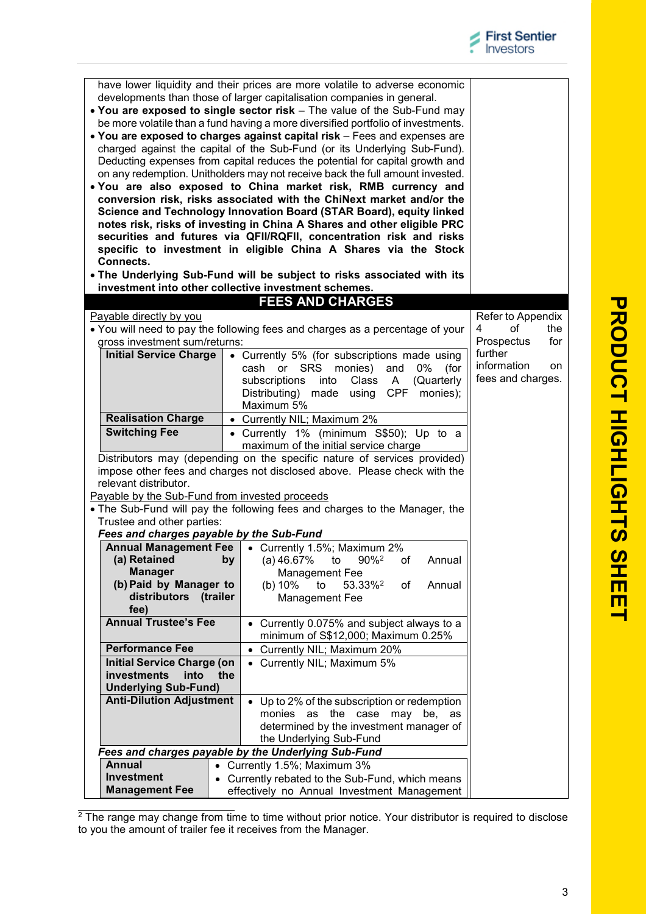have lower liquidity and their prices are more volatile to adverse economic developments than those of larger capitalisation companies in general.

- **You are exposed to single sector risk** – The value of the Sub-Fund may be more volatile than a fund having a more diversified portfolio of investments.
- **You are exposed to charges against capital risk** – Fees and expenses are charged against the capital of the Sub-Fund (or its Underlying Sub-Fund). Deducting expenses from capital reduces the potential for capital growth and on any redemption. Unitholders may not receive back the full amount invested.
- **You are also exposed to China market risk, RMB currency and conversion risk, risks associated with the ChiNext market and/or the Science and Technology Innovation Board (STAR Board), equity linked notes risk, risks of investing in China A Shares and other eligible PRC securities and futures via QFII/RQFII, concentration risk and risks specific to investment in eligible China A Shares via the Stock Connects.**
- **The Underlying Sub-Fund will be subject to risks associated with its investment into other collective investment schemes.**

## FEES AND CHARGES

*Refer to Appendix 4 of the Prospectus for further information on fees and charges.*

Payable directly by you

- You will need to pay the following fees and charges as a percentage of your gross investment sum/returns:

| | |
|---|---|
| **Initial Service Charge** | • Currently 5% (for subscriptions made using cash or SRS monies) and 0% (for subscriptions into Class A (Quarterly Distributing) made using CPF monies); Maximum 5% |
| **Realisation Charge** | • Currently NIL; Maximum 2% |
| **Switching Fee** | • Currently 1% (minimum S$50); Up to a maximum of the initial service charge |

Distributors may (depending on the specific nature of services provided) impose other fees and charges not disclosed above. Please check with the relevant distributor.

Payable by the Sub-Fund from invested proceeds

- The Sub-Fund will pay the following fees and charges to the Manager, the Trustee and other parties:

***Fees and charges payable by the Sub-Fund***

| | |
|---|---|
| **Annual Management Fee**<br>**(a) Retained by Manager**<br>**(b) Paid by Manager to distributors (trailer fee)** | • Currently 1.5%; Maximum 2%<br>(a) 46.67% to 90%[2] of Annual Management Fee<br>(b) 10% to 53.33%[2] of Annual Management Fee |
| **Annual Trustee's Fee** | • Currently 0.075% and subject always to a minimum of S$12,000; Maximum 0.25% |
| **Performance Fee** | • Currently NIL; Maximum 20% |
| **Initial Service Charge (on investments into the Underlying Sub-Fund)** | • Currently NIL; Maximum 5% |
| **Anti-Dilution Adjustment** | • Up to 2% of the subscription or redemption monies as the case may be, as determined by the investment manager of the Underlying Sub-Fund |

***Fees and charges payable by the Underlying Sub-Fund***

| | |
|---|---|
| **Annual Investment Management Fee** | • Currently 1.5%; Maximum 3%<br>• Currently rebated to the Sub-Fund, which means effectively no Annual Investment Management |

[2] The range may change from time to time without prior notice. Your distributor is required to disclose to you the amount of trailer fee it receives from the Manager.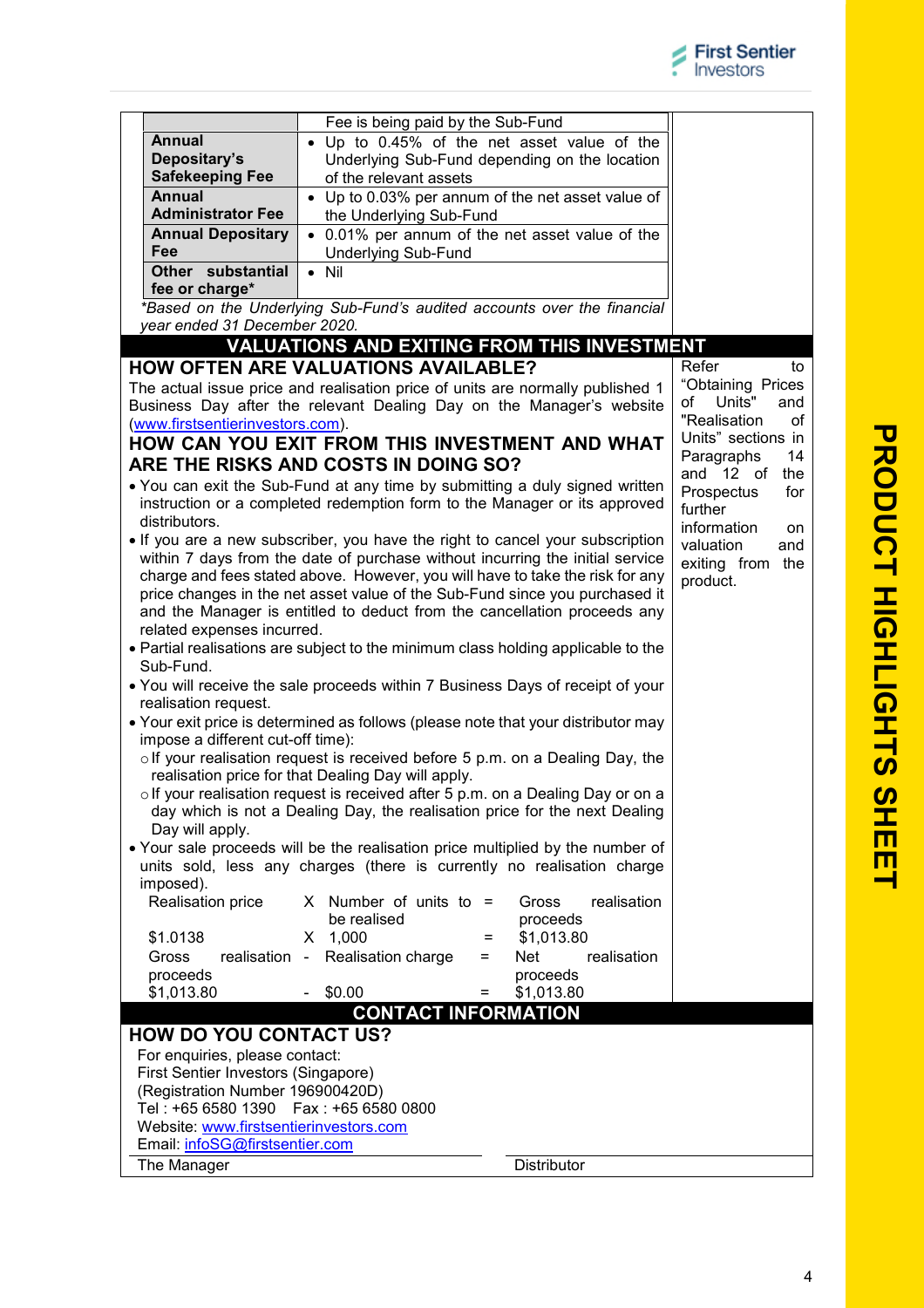| | |
|---|---|
| | Fee is being paid by the Sub-Fund |
| **Annual Depositary's Safekeeping Fee** | • Up to 0.45% of the net asset value of the Underlying Sub-Fund depending on the location of the relevant assets |
| **Annual Administrator Fee** | • Up to 0.03% per annum of the net asset value of the Underlying Sub-Fund |
| **Annual Depositary Fee** | • 0.01% per annum of the net asset value of the Underlying Sub-Fund |
| **Other substantial fee or charge*** | • Nil |

*Based on the Underlying Sub-Fund's audited accounts over the financial year ended 31 December 2020.*

## VALUATIONS AND EXITING FROM THIS INVESTMENT

### HOW OFTEN ARE VALUATIONS AVAILABLE?

The actual issue price and realisation price of units are normally published 1 Business Day after the relevant Dealing Day on the Manager's website (www.firstsentierinvestors.com).

### HOW CAN YOU EXIT FROM THIS INVESTMENT AND WHAT ARE THE RISKS AND COSTS IN DOING SO?

- You can exit the Sub-Fund at any time by submitting a duly signed written instruction or a completed redemption form to the Manager or its approved distributors.
- If you are a new subscriber, you have the right to cancel your subscription within 7 days from the date of purchase without incurring the initial service charge and fees stated above. However, you will have to take the risk for any price changes in the net asset value of the Sub-Fund since you purchased it and the Manager is entitled to deduct from the cancellation proceeds any related expenses incurred.
- Partial realisations are subject to the minimum class holding applicable to the Sub-Fund.
- You will receive the sale proceeds within 7 Business Days of receipt of your realisation request.
- Your exit price is determined as follows (please note that your distributor may impose a different cut-off time):
  - If your realisation request is received before 5 p.m. on a Dealing Day, the realisation price for that Dealing Day will apply.
  - If your realisation request is received after 5 p.m. on a Dealing Day or on a day which is not a Dealing Day, the realisation price for the next Dealing Day will apply.
- Your sale proceeds will be the realisation price multiplied by the number of units sold, less any charges (there is currently no realisation charge imposed).

| | | | | |
|---|---|---|---|---|
| Realisation price | X | Number of units to be realised | = | Gross realisation proceeds |
| $1.0138 | X | 1,000 | = | $1,013.80 |
| Gross realisation proceeds | - | Realisation charge | = | Net realisation proceeds |
| $1,013.80 | - | $0.00 | = | $1,013.80 |

Refer to "Obtaining Prices of Units" and "Realisation of Units" sections in Paragraphs 14 and 12 of the Prospectus for further information on valuation and exiting from the product.

## CONTACT INFORMATION

### HOW DO YOU CONTACT US?

For enquiries, please contact:
First Sentier Investors (Singapore)
(Registration Number 196900420D)
Tel : +65 6580 1390 Fax : +65 6580 0800
Website: www.firstsentierinvestors.com
Email: infoSG@firstsentier.com

| The Manager | Distributor |
|---|---|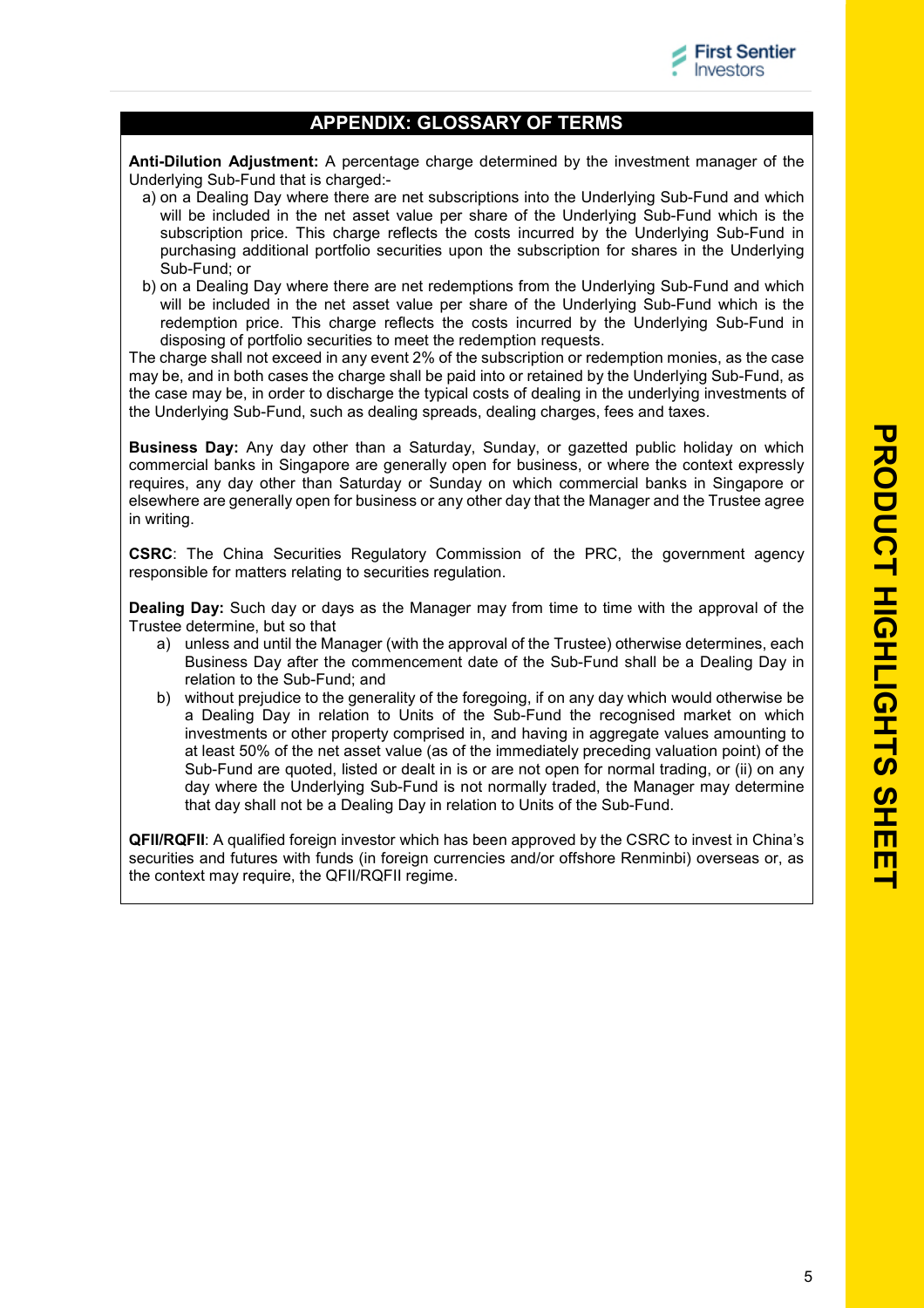## APPENDIX: GLOSSARY OF TERMS

**Anti-Dilution Adjustment:** A percentage charge determined by the investment manager of the Underlying Sub-Fund that is charged:-

a) on a Dealing Day where there are net subscriptions into the Underlying Sub-Fund and which will be included in the net asset value per share of the Underlying Sub-Fund which is the subscription price. This charge reflects the costs incurred by the Underlying Sub-Fund in purchasing additional portfolio securities upon the subscription for shares in the Underlying Sub-Fund; or

b) on a Dealing Day where there are net redemptions from the Underlying Sub-Fund and which will be included in the net asset value per share of the Underlying Sub-Fund which is the redemption price. This charge reflects the costs incurred by the Underlying Sub-Fund in disposing of portfolio securities to meet the redemption requests.

The charge shall not exceed in any event 2% of the subscription or redemption monies, as the case may be, and in both cases the charge shall be paid into or retained by the Underlying Sub-Fund, as the case may be, in order to discharge the typical costs of dealing in the underlying investments of the Underlying Sub-Fund, such as dealing spreads, dealing charges, fees and taxes.

**Business Day:** Any day other than a Saturday, Sunday, or gazetted public holiday on which commercial banks in Singapore are generally open for business, or where the context expressly requires, any day other than Saturday or Sunday on which commercial banks in Singapore or elsewhere are generally open for business or any other day that the Manager and the Trustee agree in writing.

**CSRC**: The China Securities Regulatory Commission of the PRC, the government agency responsible for matters relating to securities regulation.

**Dealing Day:** Such day or days as the Manager may from time to time with the approval of the Trustee determine, but so that

a) unless and until the Manager (with the approval of the Trustee) otherwise determines, each Business Day after the commencement date of the Sub-Fund shall be a Dealing Day in relation to the Sub-Fund; and

b) without prejudice to the generality of the foregoing, if on any day which would otherwise be a Dealing Day in relation to Units of the Sub-Fund the recognised market on which investments or other property comprised in, and having in aggregate values amounting to at least 50% of the net asset value (as of the immediately preceding valuation point) of the Sub-Fund are quoted, listed or dealt in is or are not open for normal trading, or (ii) on any day where the Underlying Sub-Fund is not normally traded, the Manager may determine that day shall not be a Dealing Day in relation to Units of the Sub-Fund.

**QFII/RQFII**: A qualified foreign investor which has been approved by the CSRC to invest in China's securities and futures with funds (in foreign currencies and/or offshore Renminbi) overseas or, as the context may require, the QFII/RQFII regime.